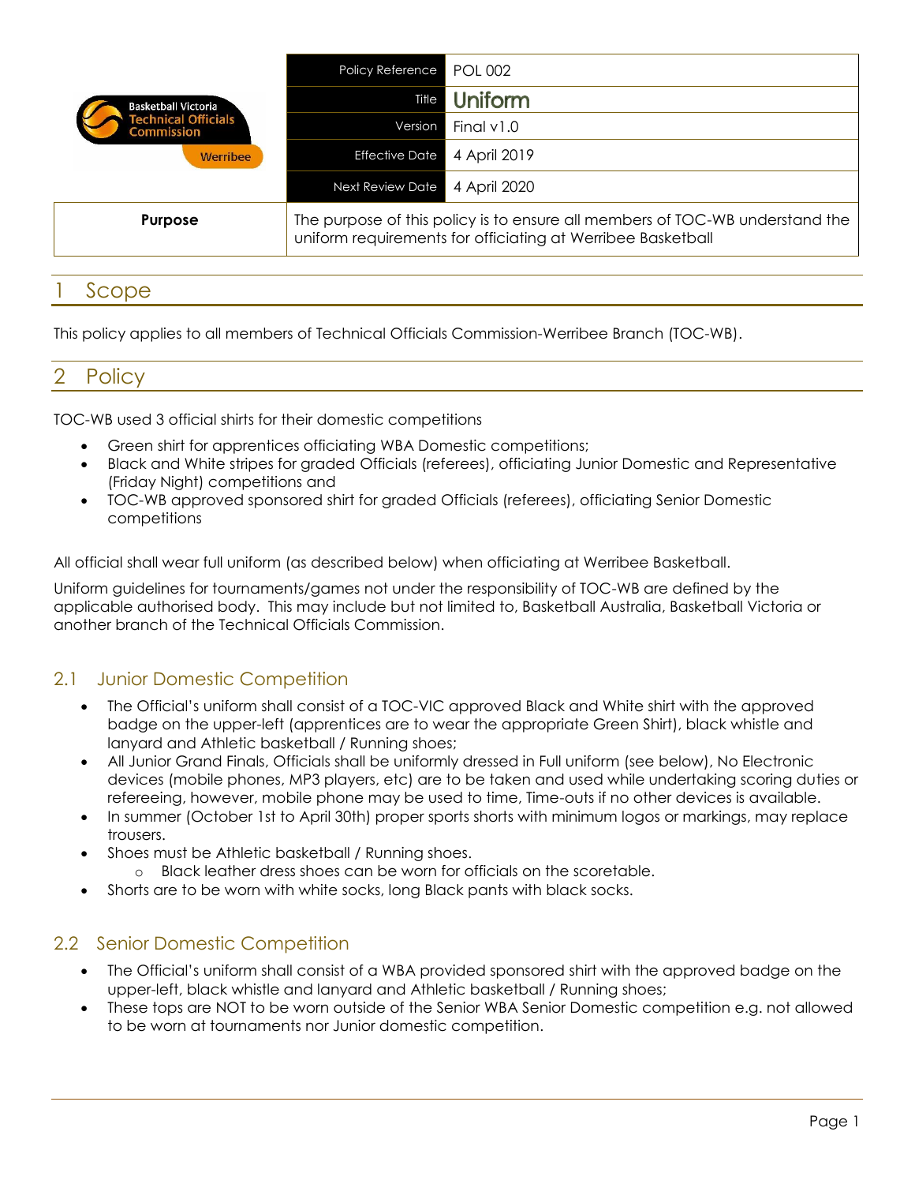| Basketball Victoria Technical Officials Commission Werribee | Policy Reference | POL 002 |
|---|---|---|
| | Title | **Uniform** |
| | Version | Final v1.0 |
| | Effective Date | 4 April 2019 |
| | Next Review Date | 4 April 2020 |
| **Purpose** | The purpose of this policy is to ensure all members of TOC-WB understand the uniform requirements for officiating at Werribee Basketball | |

# 1 Scope

This policy applies to all members of Technical Officials Commission-Werribee Branch (TOC-WB).

# 2 Policy

TOC-WB used 3 official shirts for their domestic competitions

- Green shirt for apprentices officiating WBA Domestic competitions;
- Black and White stripes for graded Officials (referees), officiating Junior Domestic and Representative (Friday Night) competitions and
- TOC-WB approved sponsored shirt for graded Officials (referees), officiating Senior Domestic competitions

All official shall wear full uniform (as described below) when officiating at Werribee Basketball.

Uniform guidelines for tournaments/games not under the responsibility of TOC-WB are defined by the applicable authorised body. This may include but not limited to, Basketball Australia, Basketball Victoria or another branch of the Technical Officials Commission.

## 2.1 Junior Domestic Competition

- The Official's uniform shall consist of a TOC-VIC approved Black and White shirt with the approved badge on the upper-left (apprentices are to wear the appropriate Green Shirt), black whistle and lanyard and Athletic basketball / Running shoes;
- All Junior Grand Finals, Officials shall be uniformly dressed in Full uniform (see below), No Electronic devices (mobile phones, MP3 players, etc) are to be taken and used while undertaking scoring duties or refereeing, however, mobile phone may be used to time, Time-outs if no other devices is available.
- In summer (October 1st to April 30th) proper sports shorts with minimum logos or markings, may replace trousers.
- Shoes must be Athletic basketball / Running shoes.
  - Black leather dress shoes can be worn for officials on the scoretable.
- Shorts are to be worn with white socks, long Black pants with black socks.

## 2.2 Senior Domestic Competition

- The Official's uniform shall consist of a WBA provided sponsored shirt with the approved badge on the upper-left, black whistle and lanyard and Athletic basketball / Running shoes;
- These tops are NOT to be worn outside of the Senior WBA Senior Domestic competition e.g. not allowed to be worn at tournaments nor Junior domestic competition.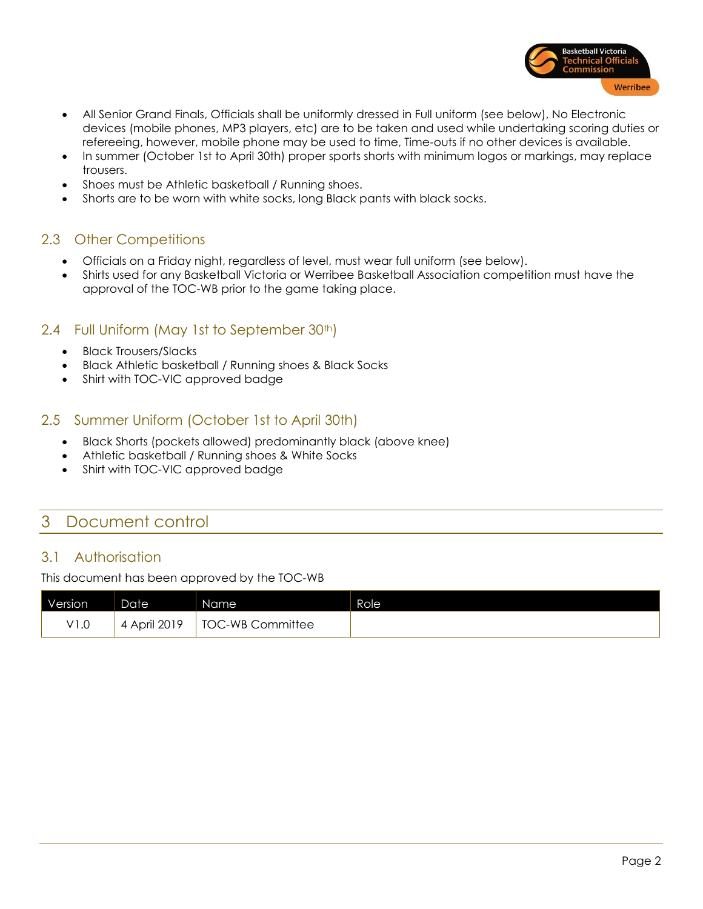- All Senior Grand Finals, Officials shall be uniformly dressed in Full uniform (see below), No Electronic devices (mobile phones, MP3 players, etc) are to be taken and used while undertaking scoring duties or refereeing, however, mobile phone may be used to time, Time-outs if no other devices is available.
- In summer (October 1st to April 30th) proper sports shorts with minimum logos or markings, may replace trousers.
- Shoes must be Athletic basketball / Running shoes.
- Shorts are to be worn with white socks, long Black pants with black socks.

### 2.3 Other Competitions

- Officials on a Friday night, regardless of level, must wear full uniform (see below).
- Shirts used for any Basketball Victoria or Werribee Basketball Association competition must have the approval of the TOC-WB prior to the game taking place.

### 2.4 Full Uniform (May 1st to September 30th)

- Black Trousers/Slacks
- Black Athletic basketball / Running shoes & Black Socks
- Shirt with TOC-VIC approved badge

### 2.5 Summer Uniform (October 1st to April 30th)

- Black Shorts (pockets allowed) predominantly black (above knee)
- Athletic basketball / Running shoes & White Socks
- Shirt with TOC-VIC approved badge

## 3 Document control

### 3.1 Authorisation

This document has been approved by the TOC-WB

| Version | Date | Name | Role |
| --- | --- | --- | --- |
| V1.0 | 4 April 2019 | TOC-WB Committee | |